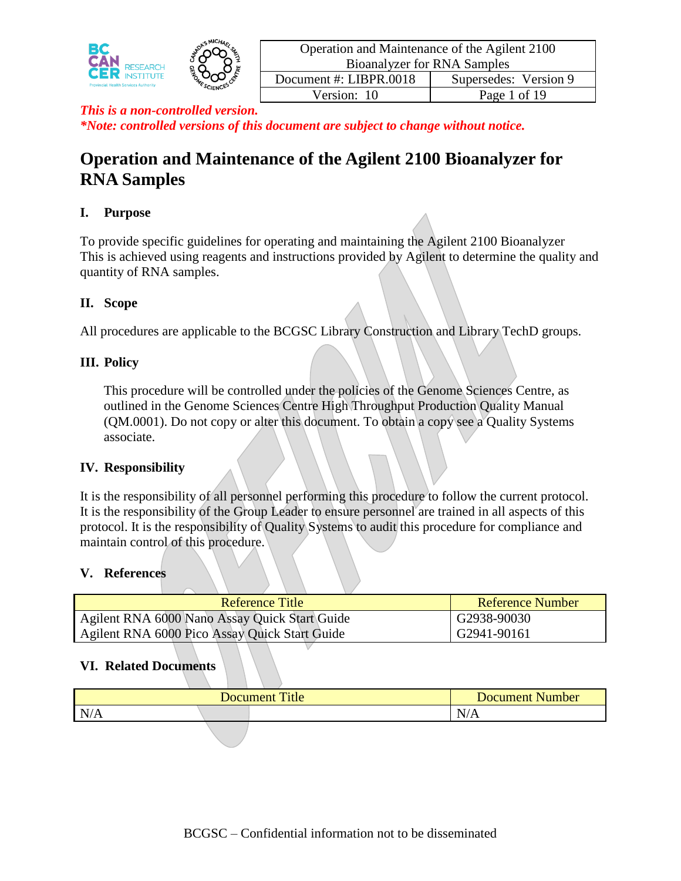| Operation and Maintenance of the Agilent 2100 Bioanalyzer for RNA Samples | |
| --- | --- |
| Document #: LIBPR.0018 | Supersedes: Version 9 |
| Version: 10 | Page 1 of 19 |

***This is a non-controlled version.***
***\*Note: controlled versions of this document are subject to change without notice.***

# Operation and Maintenance of the Agilent 2100 Bioanalyzer for RNA Samples

## I. Purpose

To provide specific guidelines for operating and maintaining the Agilent 2100 Bioanalyzer This is achieved using reagents and instructions provided by Agilent to determine the quality and quantity of RNA samples.

## II. Scope

All procedures are applicable to the BCGSC Library Construction and Library TechD groups.

## III. Policy

This procedure will be controlled under the policies of the Genome Sciences Centre, as outlined in the Genome Sciences Centre High Throughput Production Quality Manual (QM.0001). Do not copy or alter this document. To obtain a copy see a Quality Systems associate.

## IV. Responsibility

It is the responsibility of all personnel performing this procedure to follow the current protocol. It is the responsibility of the Group Leader to ensure personnel are trained in all aspects of this protocol. It is the responsibility of Quality Systems to audit this procedure for compliance and maintain control of this procedure.

## V. References

| Reference Title | Reference Number |
| --- | --- |
| Agilent RNA 6000 Nano Assay Quick Start Guide | G2938-90030 |
| Agilent RNA 6000 Pico Assay Quick Start Guide | G2941-90161 |

## VI. Related Documents

| Document Title | Document Number |
| --- | --- |
| N/A | N/A |

BCGSC – Confidential information not to be disseminated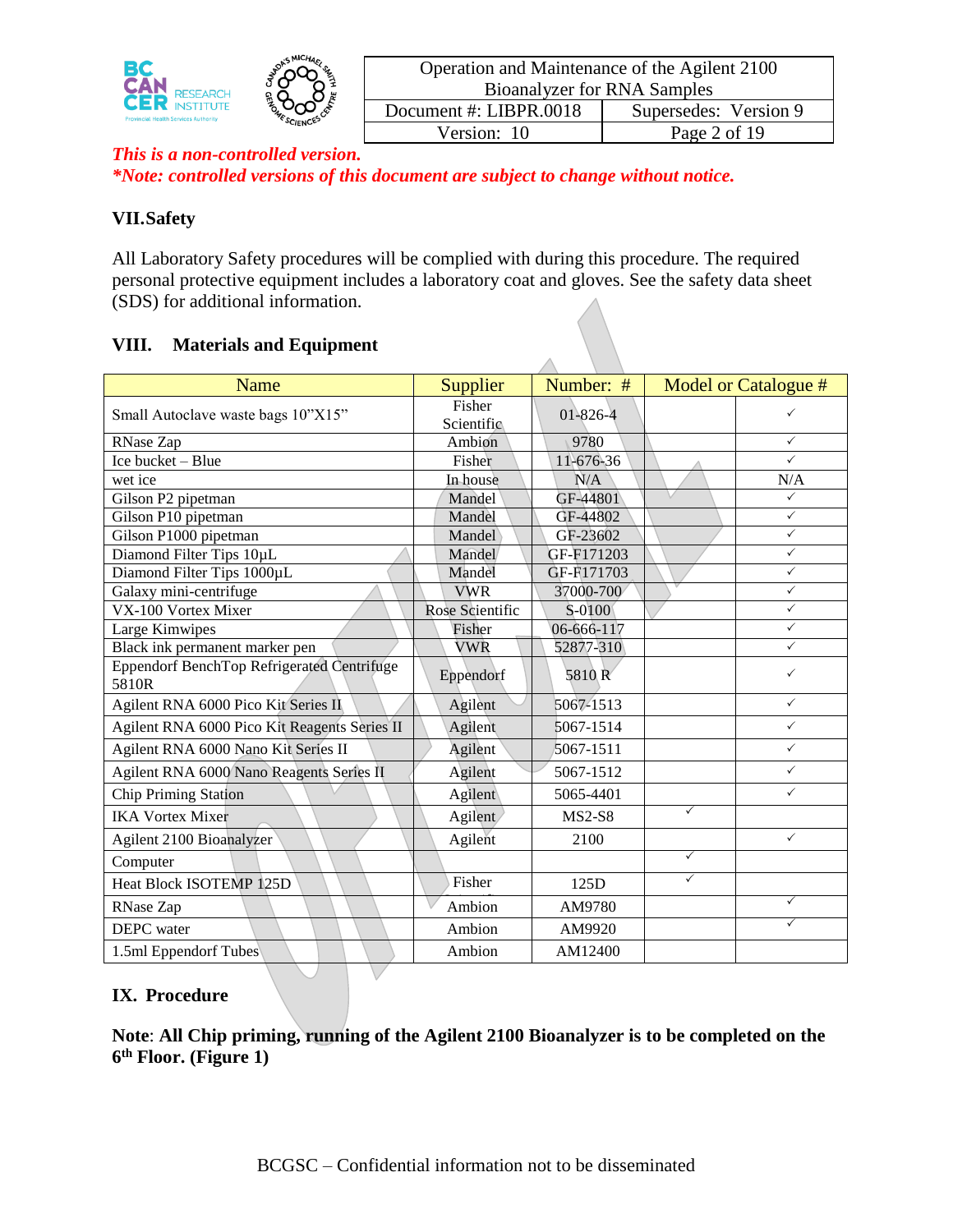## VII. Safety

All Laboratory Safety procedures will be complied with during this procedure. The required personal protective equipment includes a laboratory coat and gloves. See the safety data sheet (SDS) for additional information.

## VIII. Materials and Equipment

| Name | Supplier | Number: # | Model or Catalogue # | |
|---|---|---|---|---|
| Small Autoclave waste bags 10"X15" | Fisher Scientific | 01-826-4 | | ✓ |
| RNase Zap | Ambion | 9780 | | ✓ |
| Ice bucket – Blue | Fisher | 11-676-36 | | ✓ |
| wet ice | In house | N/A | | N/A |
| Gilson P2 pipetman | Mandel | GF-44801 | | ✓ |
| Gilson P10 pipetman | Mandel | GF-44802 | | ✓ |
| Gilson P1000 pipetman | Mandel | GF-23602 | | ✓ |
| Diamond Filter Tips 10µL | Mandel | GF-F171203 | | ✓ |
| Diamond Filter Tips 1000µL | Mandel | GF-F171703 | | ✓ |
| Galaxy mini-centrifuge | VWR | 37000-700 | | ✓ |
| VX-100 Vortex Mixer | Rose Scientific | S-0100 | | ✓ |
| Large Kimwipes | Fisher | 06-666-117 | | ✓ |
| Black ink permanent marker pen | VWR | 52877-310 | | ✓ |
| Eppendorf BenchTop Refrigerated Centrifuge 5810R | Eppendorf | 5810 R | | ✓ |
| Agilent RNA 6000 Pico Kit Series II | Agilent | 5067-1513 | | ✓ |
| Agilent RNA 6000 Pico Kit Reagents Series II | Agilent | 5067-1514 | | ✓ |
| Agilent RNA 6000 Nano Kit Series II | Agilent | 5067-1511 | | ✓ |
| Agilent RNA 6000 Nano Reagents Series II | Agilent | 5067-1512 | | ✓ |
| Chip Priming Station | Agilent | 5065-4401 | | ✓ |
| IKA Vortex Mixer | Agilent | MS2-S8 | ✓ | |
| Agilent 2100 Bioanalyzer | Agilent | 2100 | | ✓ |
| Computer | | | ✓ | |
| Heat Block ISOTEMP 125D | Fisher | 125D | ✓ | |
| RNase Zap | Ambion | AM9780 | | ✓ |
| DEPC water | Ambion | AM9920 | | ✓ |
| 1.5ml Eppendorf Tubes | Ambion | AM12400 | | |

## IX. Procedure

**Note**: **All Chip priming, running of the Agilent 2100 Bioanalyzer is to be completed on the 6th Floor. (Figure 1)**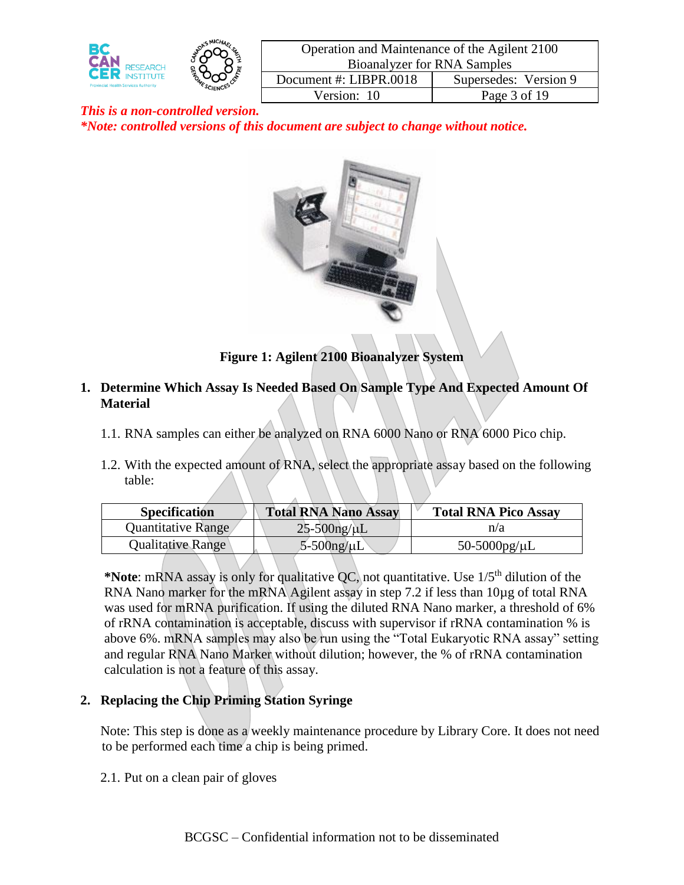*This is a non-controlled version.*
*\*Note: controlled versions of this document are subject to change without notice.*

**Figure 1: Agilent 2100 Bioanalyzer System**

## 1. Determine Which Assay Is Needed Based On Sample Type And Expected Amount Of Material

1.1. RNA samples can either be analyzed on RNA 6000 Nano or RNA 6000 Pico chip.

1.2. With the expected amount of RNA, select the appropriate assay based on the following table:

| Specification | Total RNA Nano Assay | Total RNA Pico Assay |
|---|---|---|
| Quantitative Range | 25-500ng/µL | n/a |
| Qualitative Range | 5-500ng/µL | 50-5000pg/µL |

***Note**: mRNA assay is only for qualitative QC, not quantitative. Use 1/5$^{th}$ dilution of the RNA Nano marker for the mRNA Agilent assay in step 7.2 if less than 10µg of total RNA was used for mRNA purification. If using the diluted RNA Nano marker, a threshold of 6% of rRNA contamination is acceptable, discuss with supervisor if rRNA contamination % is above 6%. mRNA samples may also be run using the “Total Eukaryotic RNA assay” setting and regular RNA Nano Marker without dilution; however, the % of rRNA contamination calculation is not a feature of this assay.

## 2. Replacing the Chip Priming Station Syringe

Note: This step is done as a weekly maintenance procedure by Library Core. It does not need to be performed each time a chip is being primed.

2.1. Put on a clean pair of gloves

BCGSC – Confidential information not to be disseminated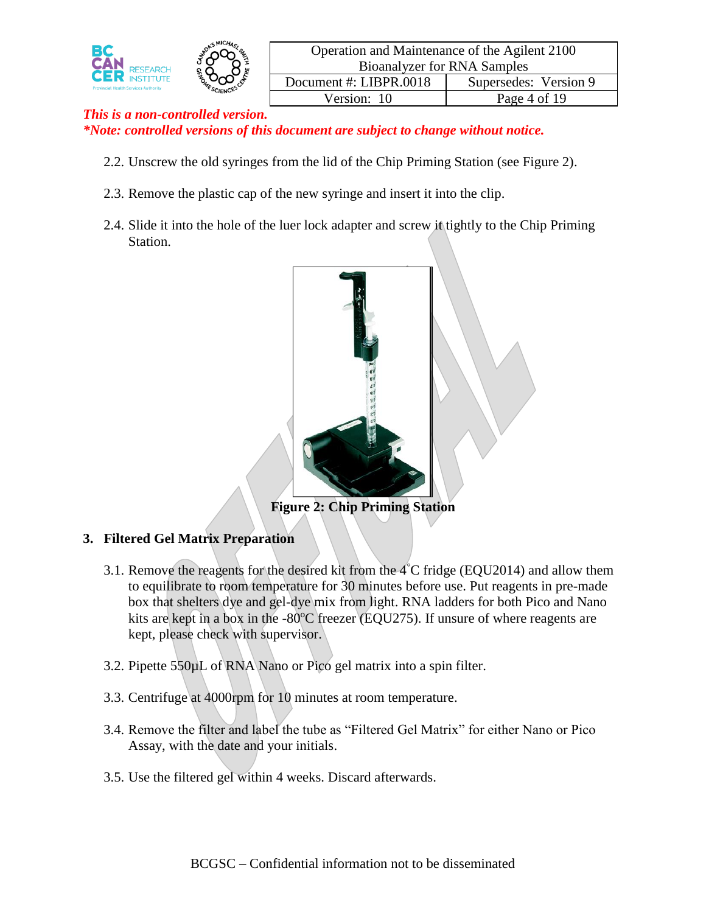*This is a non-controlled version.*
****Note: controlled versions of this document are subject to change without notice.***

2.2. Unscrew the old syringes from the lid of the Chip Priming Station (see Figure 2).

2.3. Remove the plastic cap of the new syringe and insert it into the clip.

2.4. Slide it into the hole of the luer lock adapter and screw it tightly to the Chip Priming Station.

**Figure 2: Chip Priming Station**

## 3. Filtered Gel Matrix Preparation

3.1. Remove the reagents for the desired kit from the 4˚C fridge (EQU2014) and allow them to equilibrate to room temperature for 30 minutes before use. Put reagents in pre-made box that shelters dye and gel-dye mix from light. RNA ladders for both Pico and Nano kits are kept in a box in the -80ºC freezer (EQU275). If unsure of where reagents are kept, please check with supervisor.

3.2. Pipette 550µL of RNA Nano or Pico gel matrix into a spin filter.

3.3. Centrifuge at 4000rpm for 10 minutes at room temperature.

3.4. Remove the filter and label the tube as "Filtered Gel Matrix" for either Nano or Pico Assay, with the date and your initials.

3.5. Use the filtered gel within 4 weeks. Discard afterwards.

BCGSC – Confidential information not to be disseminated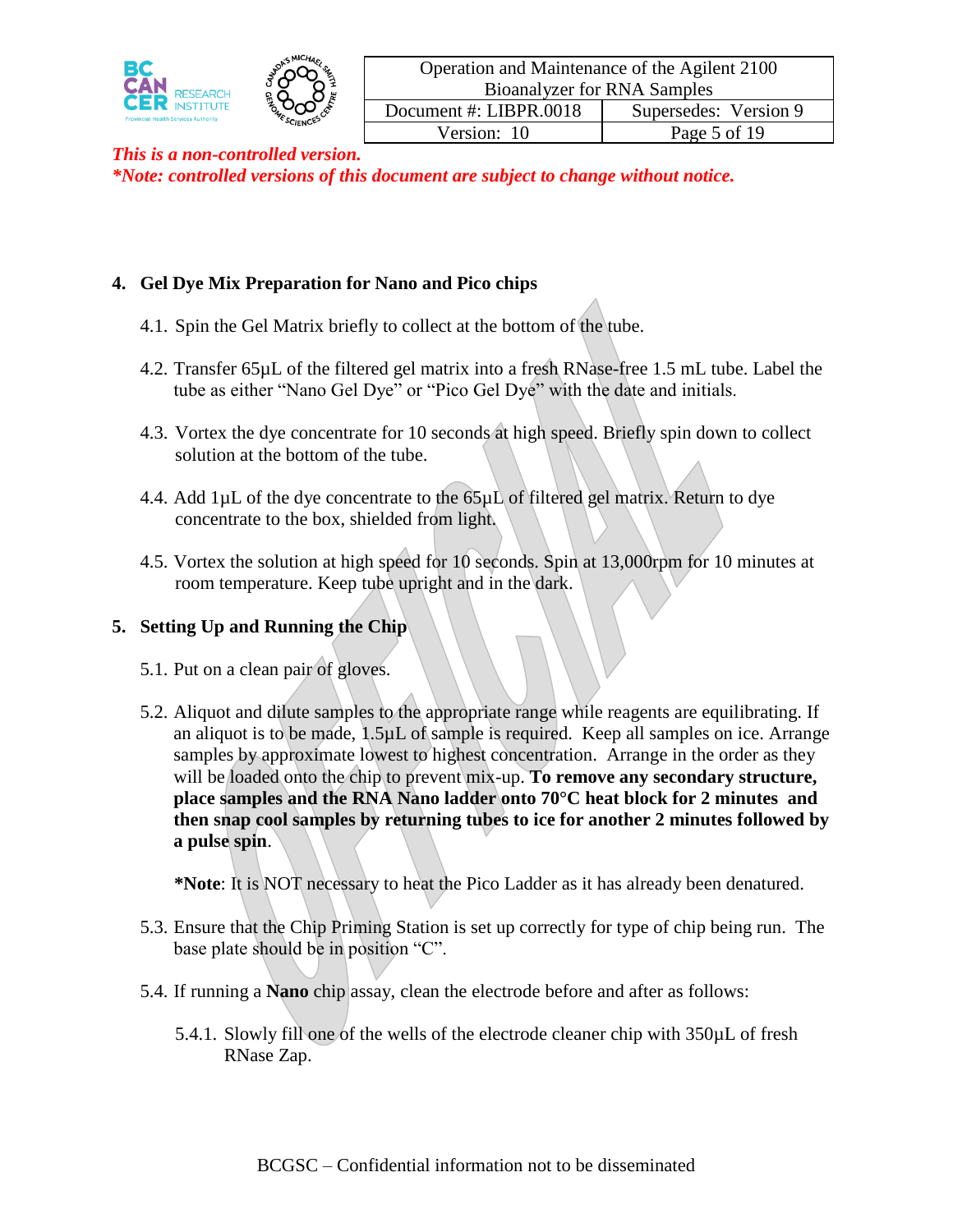*This is a non-controlled version.*
***Note: controlled versions of this document are subject to change without notice.***

## 4. Gel Dye Mix Preparation for Nano and Pico chips

4.1. Spin the Gel Matrix briefly to collect at the bottom of the tube.

4.2. Transfer 65µL of the filtered gel matrix into a fresh RNase-free 1.5 mL tube. Label the tube as either “Nano Gel Dye” or “Pico Gel Dye” with the date and initials.

4.3. Vortex the dye concentrate for 10 seconds at high speed. Briefly spin down to collect solution at the bottom of the tube.

4.4. Add 1µL of the dye concentrate to the 65µL of filtered gel matrix. Return to dye concentrate to the box, shielded from light.

4.5. Vortex the solution at high speed for 10 seconds. Spin at 13,000rpm for 10 minutes at room temperature. Keep tube upright and in the dark.

## 5. Setting Up and Running the Chip

5.1. Put on a clean pair of gloves.

5.2. Aliquot and dilute samples to the appropriate range while reagents are equilibrating. If an aliquot is to be made, 1.5µL of sample is required. Keep all samples on ice. Arrange samples by approximate lowest to highest concentration. Arrange in the order as they will be loaded onto the chip to prevent mix-up. **To remove any secondary structure, place samples and the RNA Nano ladder onto 70°C heat block for 2 minutes and then snap cool samples by returning tubes to ice for another 2 minutes followed by a pulse spin**.

**\*Note**: It is NOT necessary to heat the Pico Ladder as it has already been denatured.

5.3. Ensure that the Chip Priming Station is set up correctly for type of chip being run. The base plate should be in position “C”.

5.4. If running a **Nano** chip assay, clean the electrode before and after as follows:

5.4.1. Slowly fill one of the wells of the electrode cleaner chip with 350µL of fresh RNase Zap.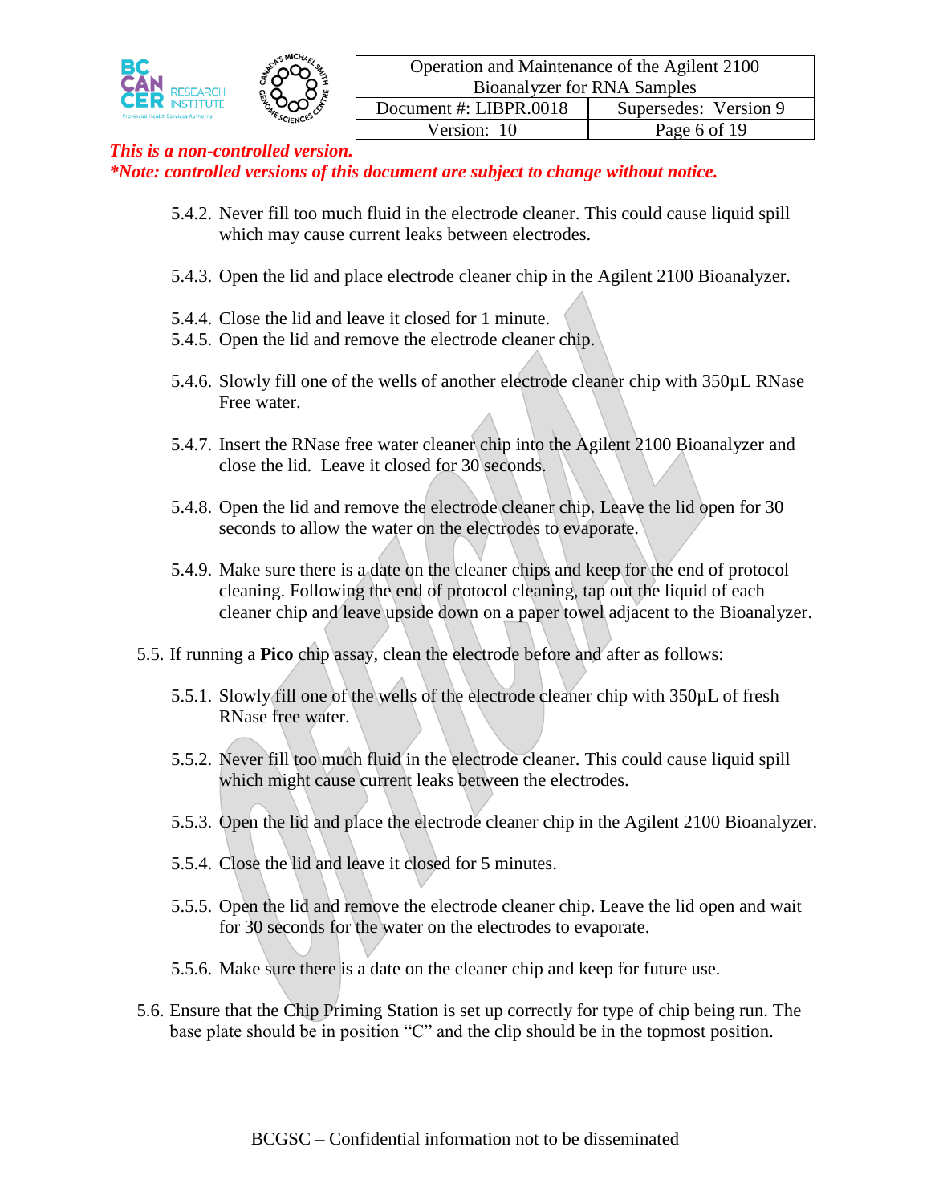*This is a non-controlled version.*
***Note: controlled versions of this document are subject to change without notice.***

5.4.2. Never fill too much fluid in the electrode cleaner. This could cause liquid spill which may cause current leaks between electrodes.

5.4.3. Open the lid and place electrode cleaner chip in the Agilent 2100 Bioanalyzer.

5.4.4. Close the lid and leave it closed for 1 minute.

5.4.5. Open the lid and remove the electrode cleaner chip.

5.4.6. Slowly fill one of the wells of another electrode cleaner chip with 350µL RNase Free water.

5.4.7. Insert the RNase free water cleaner chip into the Agilent 2100 Bioanalyzer and close the lid. Leave it closed for 30 seconds.

5.4.8. Open the lid and remove the electrode cleaner chip. Leave the lid open for 30 seconds to allow the water on the electrodes to evaporate.

5.4.9. Make sure there is a date on the cleaner chips and keep for the end of protocol cleaning. Following the end of protocol cleaning, tap out the liquid of each cleaner chip and leave upside down on a paper towel adjacent to the Bioanalyzer.

5.5. If running a **Pico** chip assay, clean the electrode before and after as follows:

5.5.1. Slowly fill one of the wells of the electrode cleaner chip with 350µL of fresh RNase free water.

5.5.2. Never fill too much fluid in the electrode cleaner. This could cause liquid spill which might cause current leaks between the electrodes.

5.5.3. Open the lid and place the electrode cleaner chip in the Agilent 2100 Bioanalyzer.

5.5.4. Close the lid and leave it closed for 5 minutes.

5.5.5. Open the lid and remove the electrode cleaner chip. Leave the lid open and wait for 30 seconds for the water on the electrodes to evaporate.

5.5.6. Make sure there is a date on the cleaner chip and keep for future use.

5.6. Ensure that the Chip Priming Station is set up correctly for type of chip being run. The base plate should be in position “C” and the clip should be in the topmost position.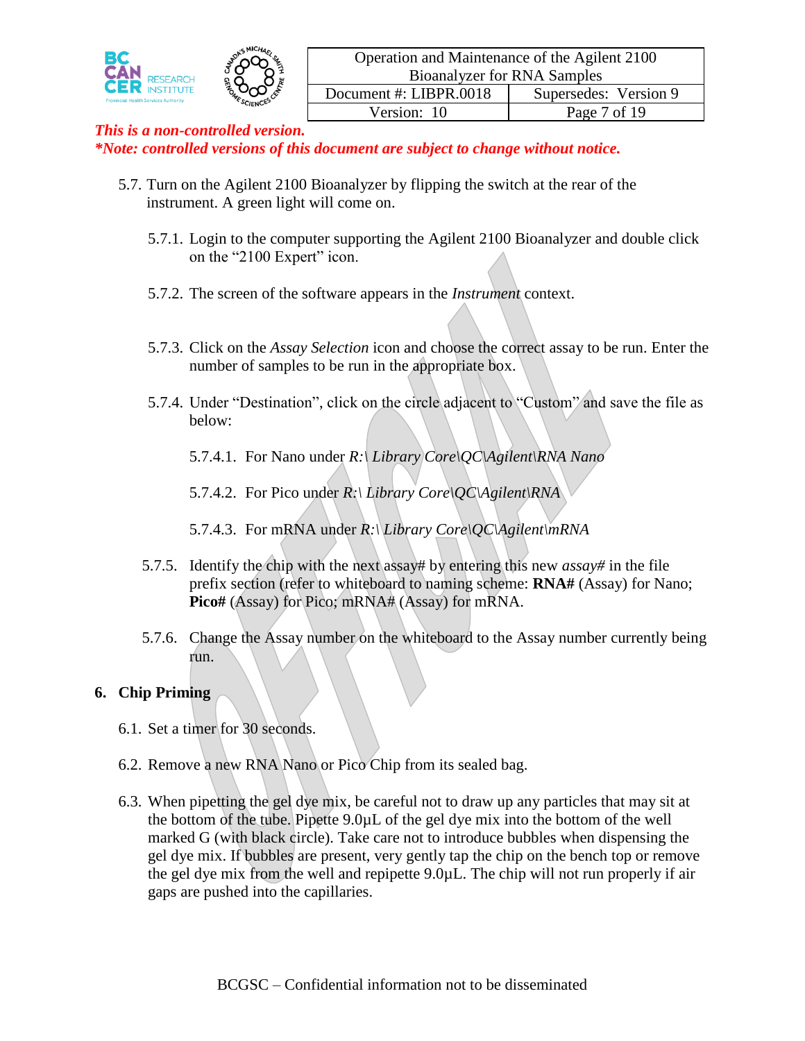*This is a non-controlled version.*
***Note: controlled versions of this document are subject to change without notice.***

5.7. Turn on the Agilent 2100 Bioanalyzer by flipping the switch at the rear of the instrument. A green light will come on.

5.7.1. Login to the computer supporting the Agilent 2100 Bioanalyzer and double click on the "2100 Expert" icon.

5.7.2. The screen of the software appears in the *Instrument* context.

5.7.3. Click on the *Assay Selection* icon and choose the correct assay to be run. Enter the number of samples to be run in the appropriate box.

5.7.4. Under "Destination", click on the circle adjacent to "Custom" and save the file as below:

5.7.4.1. For Nano under *R:\ Library Core\QC\Agilent\RNA Nano*

5.7.4.2. For Pico under *R:\ Library Core\QC\Agilent\RNA*

5.7.4.3. For mRNA under *R:\ Library Core\QC\Agilent\mRNA*

5.7.5. Identify the chip with the next assay# by entering this new *assay#* in the file prefix section (refer to whiteboard to naming scheme: **RNA#** (Assay) for Nano; **Pico#** (Assay) for Pico; mRNA# (Assay) for mRNA.

5.7.6. Change the Assay number on the whiteboard to the Assay number currently being run.

## 6. Chip Priming

6.1. Set a timer for 30 seconds.

6.2. Remove a new RNA Nano or Pico Chip from its sealed bag.

6.3. When pipetting the gel dye mix, be careful not to draw up any particles that may sit at the bottom of the tube. Pipette 9.0µL of the gel dye mix into the bottom of the well marked G (with black circle). Take care not to introduce bubbles when dispensing the gel dye mix. If bubbles are present, very gently tap the chip on the bench top or remove the gel dye mix from the well and repipette 9.0µL. The chip will not run properly if air gaps are pushed into the capillaries.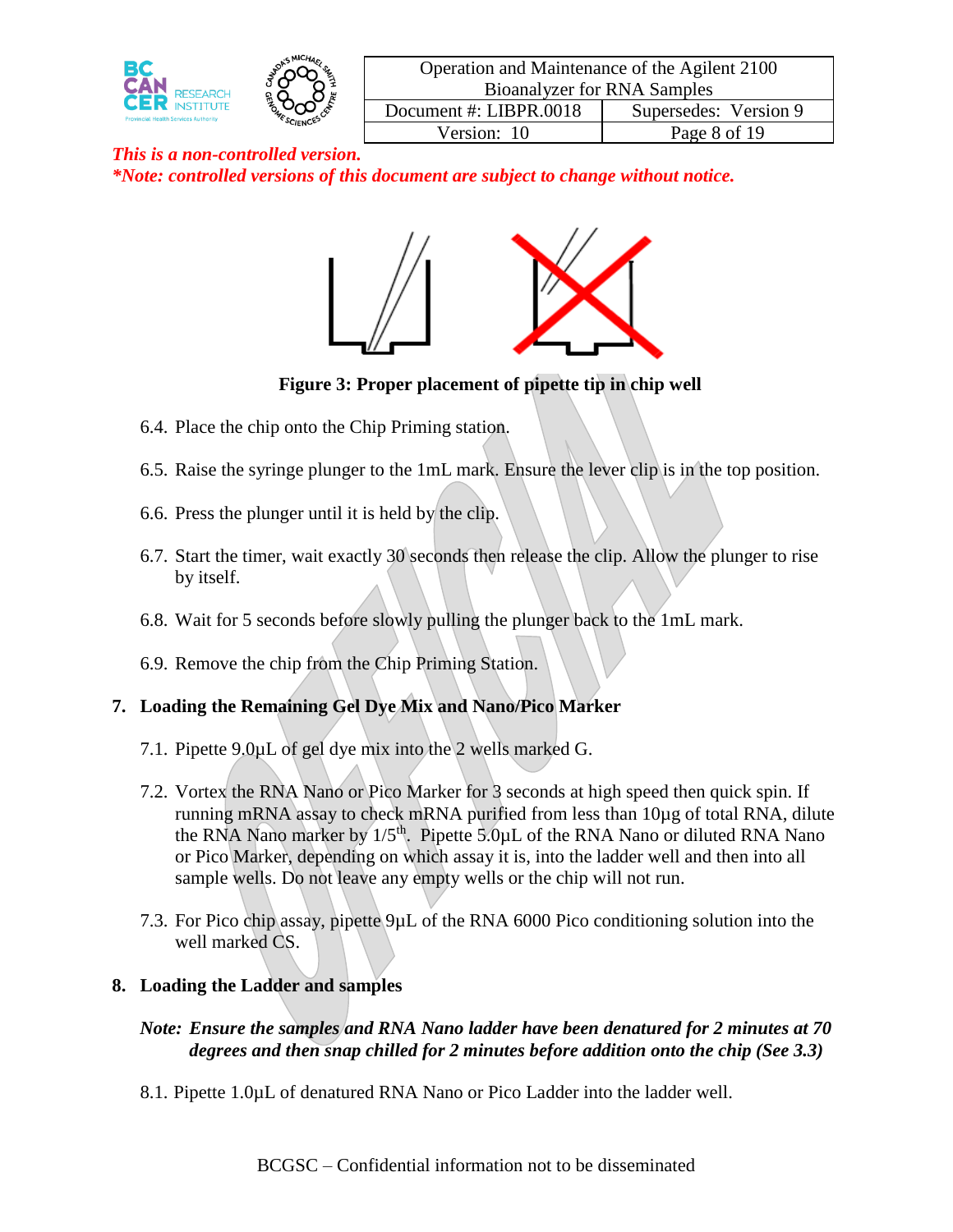*This is a non-controlled version.*
***Note: controlled versions of this document are subject to change without notice.***

**Figure 3: Proper placement of pipette tip in chip well**

6.4. Place the chip onto the Chip Priming station.

6.5. Raise the syringe plunger to the 1mL mark. Ensure the lever clip is in the top position.

6.6. Press the plunger until it is held by the clip.

6.7. Start the timer, wait exactly 30 seconds then release the clip. Allow the plunger to rise by itself.

6.8. Wait for 5 seconds before slowly pulling the plunger back to the 1mL mark.

6.9. Remove the chip from the Chip Priming Station.

## 7. Loading the Remaining Gel Dye Mix and Nano/Pico Marker

7.1. Pipette 9.0µL of gel dye mix into the 2 wells marked G.

7.2. Vortex the RNA Nano or Pico Marker for 3 seconds at high speed then quick spin. If running mRNA assay to check mRNA purified from less than 10µg of total RNA, dilute the RNA Nano marker by 1/5$^{th}$. Pipette 5.0µL of the RNA Nano or diluted RNA Nano or Pico Marker, depending on which assay it is, into the ladder well and then into all sample wells. Do not leave any empty wells or the chip will not run.

7.3. For Pico chip assay, pipette 9µL of the RNA 6000 Pico conditioning solution into the well marked CS.

## 8. Loading the Ladder and samples

***Note: Ensure the samples and RNA Nano ladder have been denatured for 2 minutes at 70 degrees and then snap chilled for 2 minutes before addition onto the chip (See 3.3)***

8.1. Pipette 1.0µL of denatured RNA Nano or Pico Ladder into the ladder well.

BCGSC – Confidential information not to be disseminated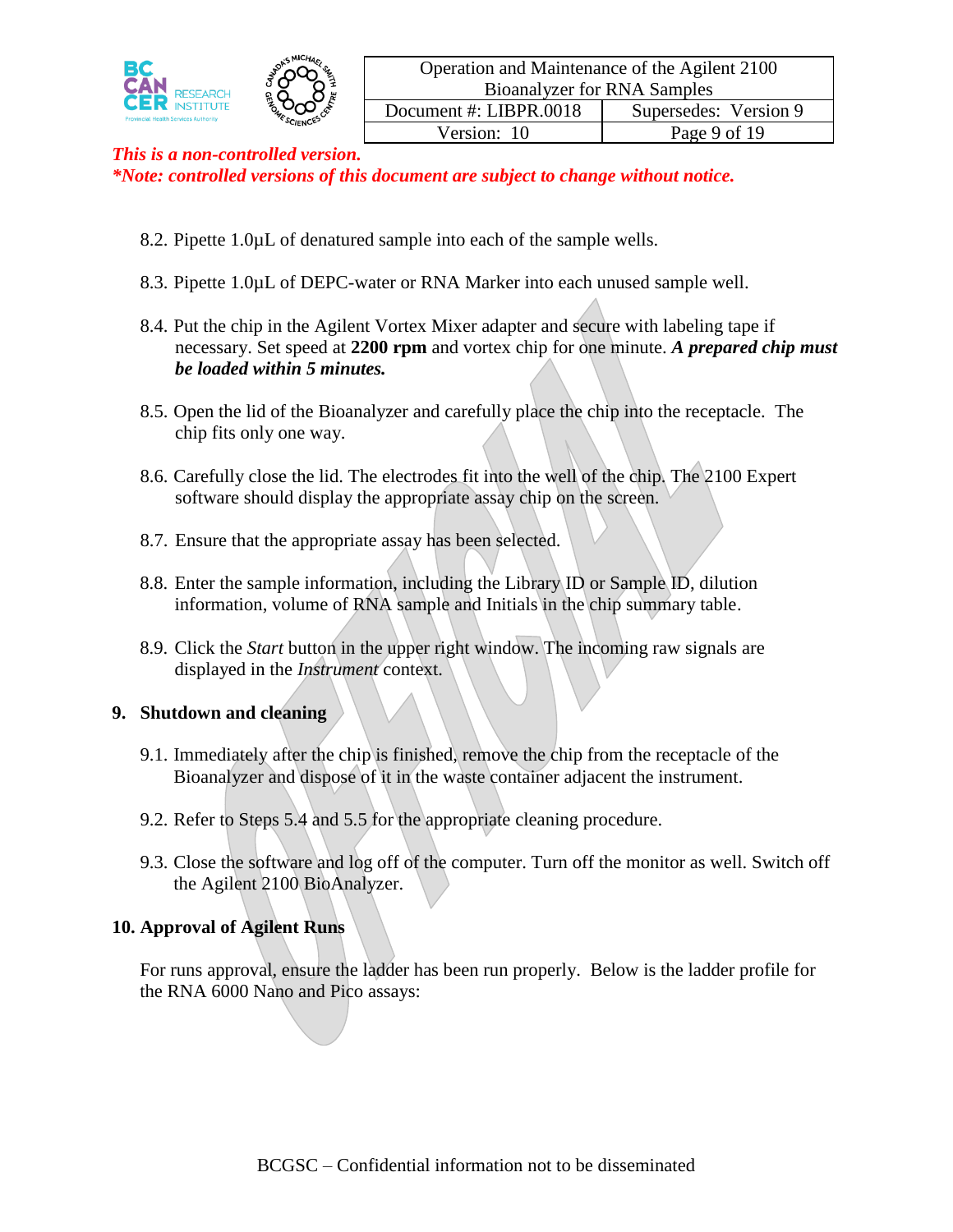*This is a non-controlled version.*
***Note: controlled versions of this document are subject to change without notice.***

8.2. Pipette 1.0µL of denatured sample into each of the sample wells.

8.3. Pipette 1.0µL of DEPC-water or RNA Marker into each unused sample well.

8.4. Put the chip in the Agilent Vortex Mixer adapter and secure with labeling tape if necessary. Set speed at **2200 rpm** and vortex chip for one minute. ***A prepared chip must be loaded within 5 minutes.***

8.5. Open the lid of the Bioanalyzer and carefully place the chip into the receptacle. The chip fits only one way.

8.6. Carefully close the lid. The electrodes fit into the well of the chip. The 2100 Expert software should display the appropriate assay chip on the screen.

8.7. Ensure that the appropriate assay has been selected.

8.8. Enter the sample information, including the Library ID or Sample ID, dilution information, volume of RNA sample and Initials in the chip summary table.

8.9. Click the *Start* button in the upper right window. The incoming raw signals are displayed in the *Instrument* context.

## 9. Shutdown and cleaning

9.1. Immediately after the chip is finished, remove the chip from the receptacle of the Bioanalyzer and dispose of it in the waste container adjacent the instrument.

9.2. Refer to Steps 5.4 and 5.5 for the appropriate cleaning procedure.

9.3. Close the software and log off of the computer. Turn off the monitor as well. Switch off the Agilent 2100 BioAnalyzer.

## 10. Approval of Agilent Runs

For runs approval, ensure the ladder has been run properly. Below is the ladder profile for the RNA 6000 Nano and Pico assays: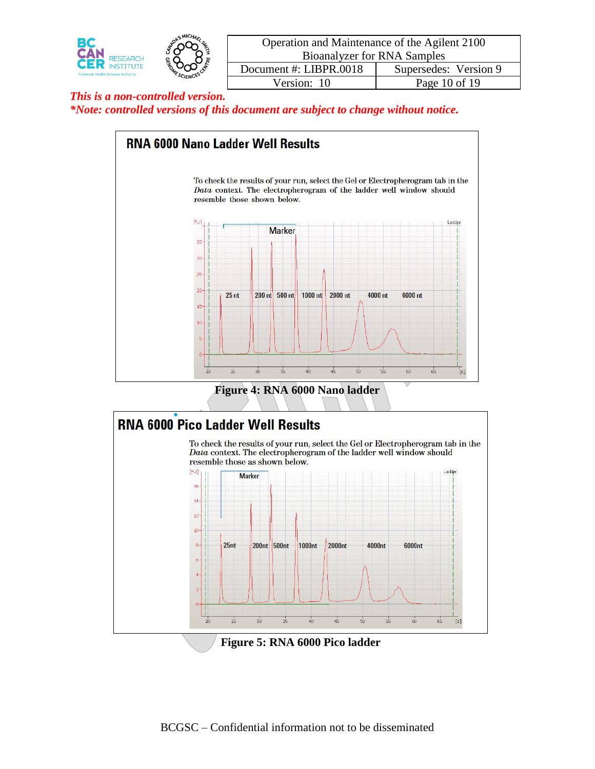*This is a non-controlled version.*
***Note: controlled versions of this document are subject to change without notice.***

**RNA 6000 Nano Ladder Well Results**

To check the results of your run, select the Gel or Electropherogram tab in the *Data* context. The electropherogram of the ladder well window should resemble those shown below.

**Figure 4: RNA 6000 Nano ladder**

**RNA 6000 Pico Ladder Well Results**

To check the results of your run, select the Gel or Electropherogram tab in the *Data* context. The electropherogram of the ladder well window should resemble those as shown below.

**Figure 5: RNA 6000 Pico ladder**

BCGSC – Confidential information not to be disseminated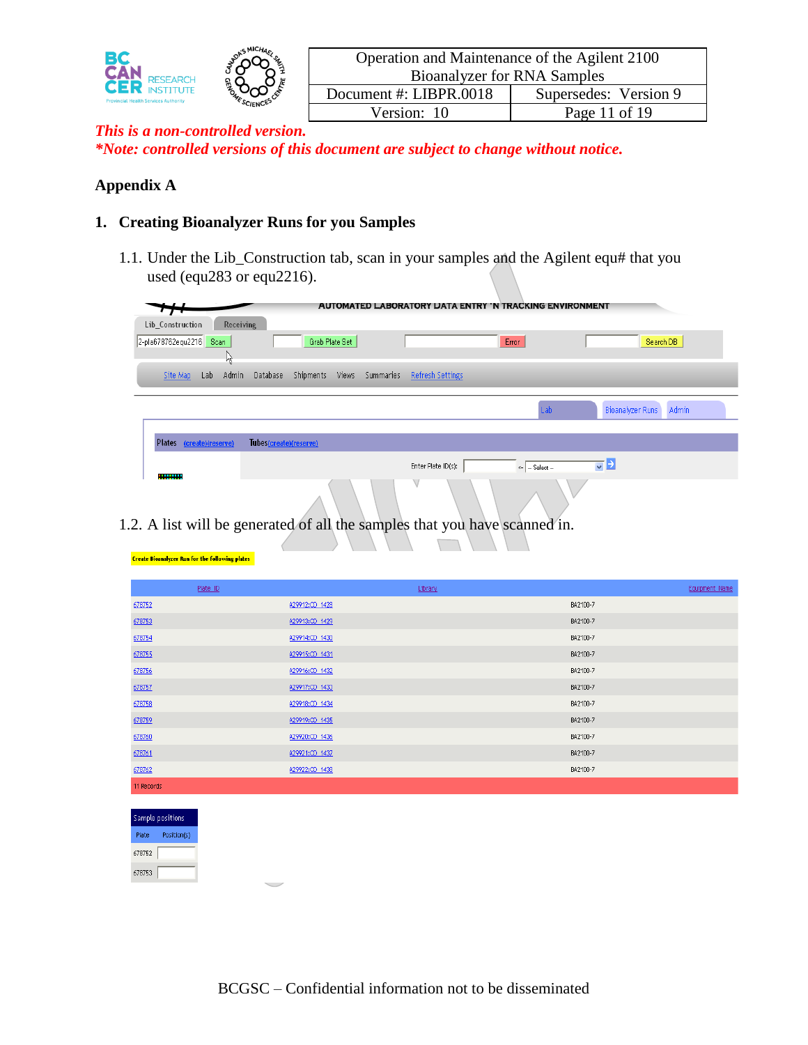*This is a non-controlled version.*
*\*Note: controlled versions of this document are subject to change without notice.*

**Appendix A**

## 1. Creating Bioanalyzer Runs for you Samples

1.1. Under the Lib_Construction tab, scan in your samples and the Agilent equ# that you used (equ283 or equ2216).

1.2. A list will be generated of all the samples that you have scanned in.

Create Bioanalyzer Run for the following plates

| Plate ID | Library | Equipment Name |
|---|---|---|
| 678752 | A29912:CD_1428 | BA2100-7 |
| 678753 | A29913:CD_1429 | BA2100-7 |
| 678754 | A29914:CD_1430 | BA2100-7 |
| 678755 | A29915:CD_1431 | BA2100-7 |
| 678756 | A29916:CD_1432 | BA2100-7 |
| 678757 | A29917:CD_1433 | BA2100-7 |
| 678758 | A29918:CD_1434 | BA2100-7 |
| 678759 | A29919:CD_1435 | BA2100-7 |
| 678760 | A29920:CD_1436 | BA2100-7 |
| 678761 | A29921:CD_1437 | BA2100-7 |
| 678762 | A29922:CD_1438 | BA2100-7 |
| 11 Records | | |

Sample positions

| Plate | Position(s) |
|---|---|
| 678752 | |
| 678753 | |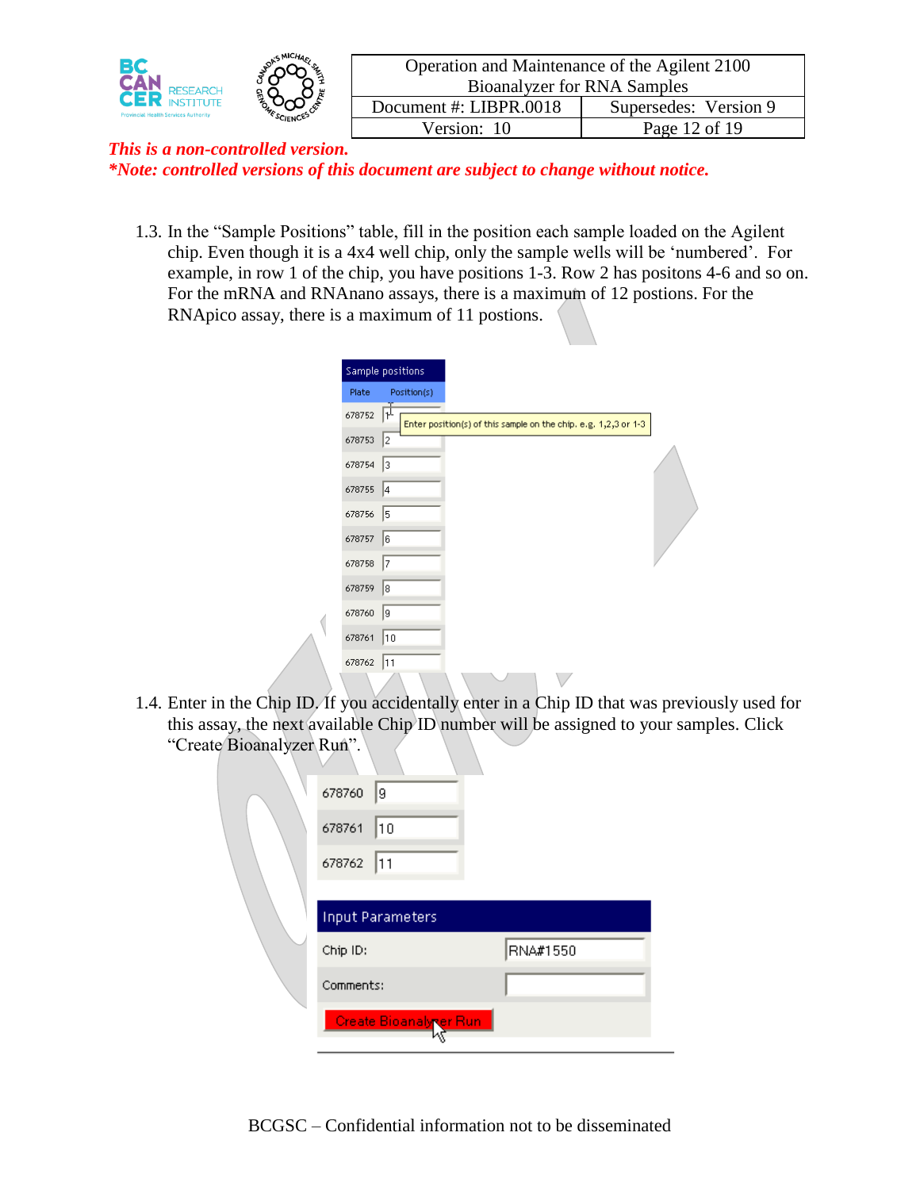*This is a non-controlled version.*
**\*Note: controlled versions of this document are subject to change without notice.**

1.3. In the “Sample Positions” table, fill in the position each sample loaded on the Agilent chip. Even though it is a 4x4 well chip, only the sample wells will be ‘numbered’. For example, in row 1 of the chip, you have positions 1-3. Row 2 has positons 4-6 and so on. For the mRNA and RNAnano assays, there is a maximum of 12 postions. For the RNApico assay, there is a maximum of 11 postions.

| Sample positions | |
|---|---|
| Plate | Position(s) |
| 678752 | 1 |
| 678753 | 2 |
| 678754 | 3 |
| 678755 | 4 |
| 678756 | 5 |
| 678757 | 6 |
| 678758 | 7 |
| 678759 | 8 |
| 678760 | 9 |
| 678761 | 10 |
| 678762 | 11 |

Enter position(s) of this sample on the chip. e.g. 1,2,3 or 1-3

1.4. Enter in the Chip ID. If you accidentally enter in a Chip ID that was previously used for this assay, the next available Chip ID number will be assigned to your samples. Click “Create Bioanalyzer Run”.

| | |
|---|---|
| 678760 | 9 |
| 678761 | 10 |
| 678762 | 11 |

| Input Parameters | |
|---|---|
| Chip ID: | RNA#1550 |
| Comments: | |

Create Bioanalyzer Run

BCGSC – Confidential information not to be disseminated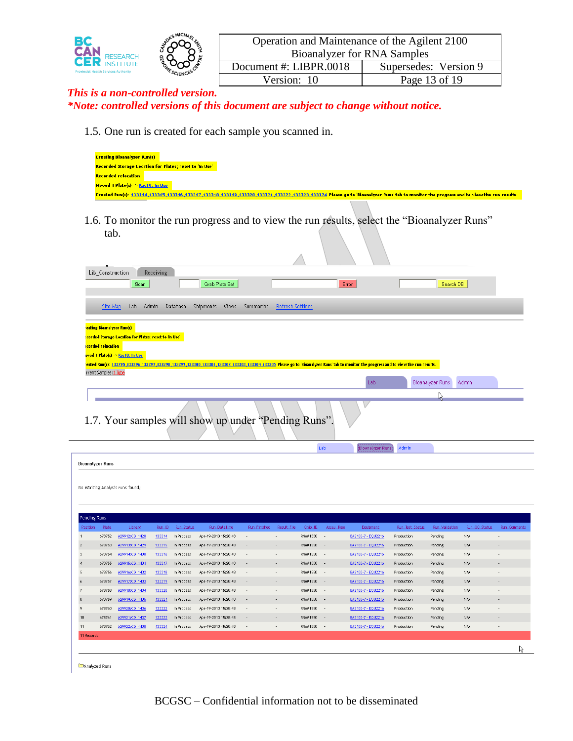*This is a non-controlled version.*
***Note: controlled versions of this document are subject to change without notice.**

1.5. One run is created for each sample you scanned in.

Creating Bioanalyzer Run(s)
Recorded Storage Location for Plates; reset to 'In Use'
Recorded relocation
Moved 1 Plate(s) -> Rac10: In Use
Created Run(s): 133314,133315,133316,133317,133318,133319,133320,133321,133322,133323,133324 Please go to 'Bioanalyzer Runs' tab to monitor the progress and to view the run results.

1.6. To monitor the run progress and to view the run results, select the "Bioanalyzer Runs" tab.

Lib_Construction | Receiving
Scan | Grab Plate Set | Error | Search DB
Site Map | Lab | Admin | Database | Shipments | Views | Summaries | Refresh Settings

eating Bioanalyzer Run(s)
corded Storage Location for Plates; reset to 'In Use'
corded relocation
oved 1 Plate(s) -> Rac10: In Use
eated Run(s): 133295,133296,133297,133298,133299,133300,133301,133302,133303,133304,133305 Please go to 'Bioanalyzer Runs' tab to monitor the progress and to view the run results.
rrent Samples: 1 Tube

Lab | Bioanalyzer Runs | Admin

1.7. Your samples will show up under "Pending Runs".

Lab | Bioanalyzer Runs | Admin

Bioanalyzer Runs

No Waiting Analysis runs found;

Pending Runs

| Position | Plate | Library | Run ID | Run Status | Run DateTime | Run Finished | Result File | Chip ID | Assay Type | Equipment | Run Test Status | Run Validation | Run QC Status | Run Comments |
|---|---|---|---|---|---|---|---|---|---|---|---|---|---|---|
| 1 | 678752 | A29912:CD 1428 | 133314 | In Process | Apr-19-2013 15:28:48 | - | - | RNA#1550 | - | BA2100-7 - EQU2216 | Production | Pending | N/A | - |
| 2 | 678753 | A29913:CD 1429 | 133315 | In Process | Apr-19-2013 15:28:48 | - | - | RNA#1550 | - | BA2100-7 - EQU2216 | Production | Pending | N/A | - |
| 3 | 678754 | A29914:CD 1430 | 133316 | In Process | Apr-19-2013 15:28:48 | - | - | RNA#1550 | - | BA2100-7 - EQU2216 | Production | Pending | N/A | - |
| 4 | 678755 | A29915:CD 1431 | 133317 | In Process | Apr-19-2013 15:28:48 | - | - | RNA#1550 | - | BA2100-7 - EQU2216 | Production | Pending | N/A | - |
| 5 | 678756 | A29916:CD 1432 | 133318 | In Process | Apr-19-2013 15:28:48 | - | - | RNA#1550 | - | BA2100-7 - EQU2216 | Production | Pending | N/A | - |
| 6 | 678757 | A29917:CD 1433 | 133319 | In Process | Apr-19-2013 15:28:48 | - | - | RNA#1550 | - | BA2100-7 - EQU2216 | Production | Pending | N/A | - |
| 7 | 678758 | A29918:CD 1434 | 133320 | In Process | Apr-19-2013 15:28:48 | - | - | RNA#1550 | - | BA2100-7 - EQU2216 | Production | Pending | N/A | - |
| 8 | 678759 | A29919:CD 1435 | 133321 | In Process | Apr-19-2013 15:28:48 | - | - | RNA#1550 | - | BA2100-7 - EQU2216 | Production | Pending | N/A | - |
| 9 | 678760 | A29920:CD 1436 | 133322 | In Process | Apr-19-2013 15:28:48 | - | - | RNA#1550 | - | BA2100-7 - EQU2216 | Production | Pending | N/A | - |
| 10 | 678761 | A29921:CD 1437 | 133323 | In Process | Apr-19-2013 15:28:48 | - | - | RNA#1550 | - | BA2100-7 - EQU2216 | Production | Pending | N/A | - |
| 11 | 678762 | A29922:CD 1438 | 133324 | In Process | Apr-19-2013 15:28:48 | - | - | RNA#1550 | - | BA2100-7 - EQU2216 | Production | Pending | N/A | - |

11 Records

Analyzed Runs

BCGSC – Confidential information not to be disseminated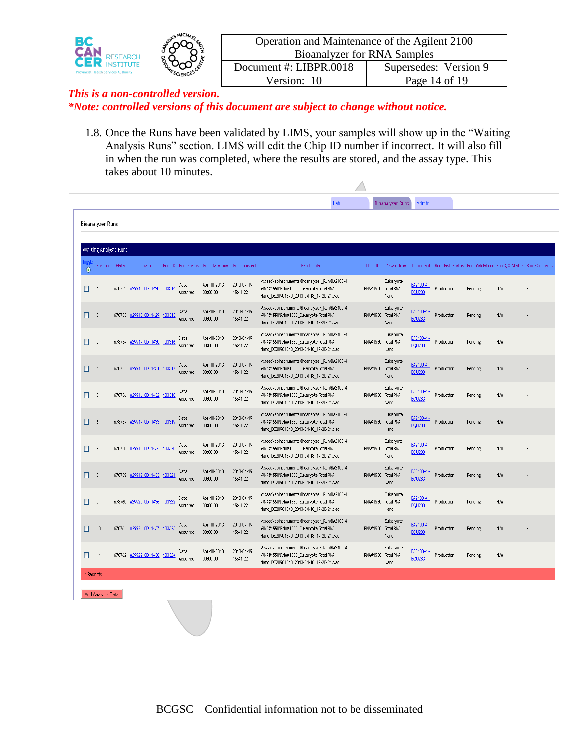*This is a non-controlled version.*
***Note: controlled versions of this document are subject to change without notice.***

1.8. Once the Runs have been validated by LIMS, your samples will show up in the "Waiting Analysis Runs" section. LIMS will edit the Chip ID number if incorrect. It will also fill in when the run was completed, where the results are stored, and the assay type. This takes about 10 minutes.

Lab | Bioanalyzer Runs | Admin

Bioanalyzer Runs

Waiting Analysis Runs

| Toggle | Position | Plate | Library | Run ID | Run Status | Run DateTime | Run Finished | Result File | Chip ID | Assay Type | Equipment | Run Test Status | Run Validation | Run QC Status | Run Comments |
|---|---|---|---|---|---|---|---|---|---|---|---|---|---|---|---|
| ☐ | 1 | 678752 | A29912:CD 1428 | 133314 | Data Acquired | Apr-18-2013 00:00:00 | 2013-04-19 15:41:22 | \lisaac\labinstruments\Bioanalyzer_Run\BA2100-4\RNA#1550\RNA#1550_Eukaryote Total RNA Nano_DE20901540_2013-04-18_17-20-21.xad | RNA#1550 | Eukaryote Total RNA Nano | BA2100-4 - EQU283 | Production | Pending | N/A | - |
| ☐ | 2 | 678753 | A29913:CD 1429 | 133315 | Data Acquired | Apr-18-2013 00:00:00 | 2013-04-19 15:41:22 | \lisaac\labinstruments\Bioanalyzer_Run\BA2100-4\RNA#1550\RNA#1550_Eukaryote Total RNA Nano_DE20901540_2013-04-18_17-20-21.xad | RNA#1550 | Eukaryote Total RNA Nano | BA2100-4 - EQU283 | Production | Pending | N/A | - |
| ☐ | 3 | 678754 | A29914:CD 1430 | 133316 | Data Acquired | Apr-18-2013 00:00:00 | 2013-04-19 15:41:22 | \lisaac\labinstruments\Bioanalyzer_Run\BA2100-4\RNA#1550\RNA#1550_Eukaryote Total RNA Nano_DE20901540_2013-04-18_17-20-21.xad | RNA#1550 | Eukaryote Total RNA Nano | BA2100-4 - EQU283 | Production | Pending | N/A | - |
| ☐ | 4 | 678755 | A29915:CD 1431 | 133317 | Data Acquired | Apr-18-2013 00:00:00 | 2013-04-19 15:41:22 | \lisaac\labinstruments\Bioanalyzer_Run\BA2100-4\RNA#1550\RNA#1550_Eukaryote Total RNA Nano_DE20901540_2013-04-18_17-20-21.xad | RNA#1550 | Eukaryote Total RNA Nano | BA2100-4 - EQU283 | Production | Pending | N/A | - |
| ☐ | 5 | 678756 | A29916:CD 1432 | 133318 | Data Acquired | Apr-18-2013 00:00:00 | 2013-04-19 15:41:22 | \lisaac\labinstruments\Bioanalyzer_Run\BA2100-4\RNA#1550\RNA#1550_Eukaryote Total RNA Nano_DE20901540_2013-04-18_17-20-21.xad | RNA#1550 | Eukaryote Total RNA Nano | BA2100-4 - EQU283 | Production | Pending | N/A | - |
| ☐ | 6 | 678757 | A29917:CD 1433 | 133319 | Data Acquired | Apr-18-2013 00:00:00 | 2013-04-19 15:41:22 | \lisaac\labinstruments\Bioanalyzer_Run\BA2100-4\RNA#1550\RNA#1550_Eukaryote Total RNA Nano_DE20901540_2013-04-18_17-20-21.xad | RNA#1550 | Eukaryote Total RNA Nano | BA2100-4 - EQU283 | Production | Pending | N/A | - |
| ☐ | 7 | 678758 | A29918:CD 1434 | 133320 | Data Acquired | Apr-18-2013 00:00:00 | 2013-04-19 15:41:22 | \lisaac\labinstruments\Bioanalyzer_Run\BA2100-4\RNA#1550\RNA#1550_Eukaryote Total RNA Nano_DE20901540_2013-04-18_17-20-21.xad | RNA#1550 | Eukaryote Total RNA Nano | BA2100-4 - EQU283 | Production | Pending | N/A | - |
| ☐ | 8 | 678759 | A29919:CD 1435 | 133321 | Data Acquired | Apr-18-2013 00:00:00 | 2013-04-19 15:41:22 | \lisaac\labinstruments\Bioanalyzer_Run\BA2100-4\RNA#1550\RNA#1550_Eukaryote Total RNA Nano_DE20901540_2013-04-18_17-20-21.xad | RNA#1550 | Eukaryote Total RNA Nano | BA2100-4 - EQU283 | Production | Pending | N/A | - |
| ☐ | 9 | 678760 | A29920:CD 1436 | 133322 | Data Acquired | Apr-18-2013 00:00:00 | 2013-04-19 15:41:22 | \lisaac\labinstruments\Bioanalyzer_Run\BA2100-4\RNA#1550\RNA#1550_Eukaryote Total RNA Nano_DE20901540_2013-04-18_17-20-21.xad | RNA#1550 | Eukaryote Total RNA Nano | BA2100-4 - EQU283 | Production | Pending | N/A | - |
| ☐ | 10 | 678761 | A29921:CD 1437 | 133323 | Data Acquired | Apr-18-2013 00:00:00 | 2013-04-19 15:41:22 | \lisaac\labinstruments\Bioanalyzer_Run\BA2100-4\RNA#1550\RNA#1550_Eukaryote Total RNA Nano_DE20901540_2013-04-18_17-20-21.xad | RNA#1550 | Eukaryote Total RNA Nano | BA2100-4 - EQU283 | Production | Pending | N/A | - |
| ☐ | 11 | 678762 | A29922:CD 1438 | 133324 | Data Acquired | Apr-18-2013 00:00:00 | 2013-04-19 15:41:22 | \lisaac\labinstruments\Bioanalyzer_Run\BA2100-4\RNA#1550\RNA#1550_Eukaryote Total RNA Nano_DE20901540_2013-04-18_17-20-21.xad | RNA#1550 | Eukaryote Total RNA Nano | BA2100-4 - EQU283 | Production | Pending | N/A | - |

11 Records

Add Analysis Data

BCGSC – Confidential information not to be disseminated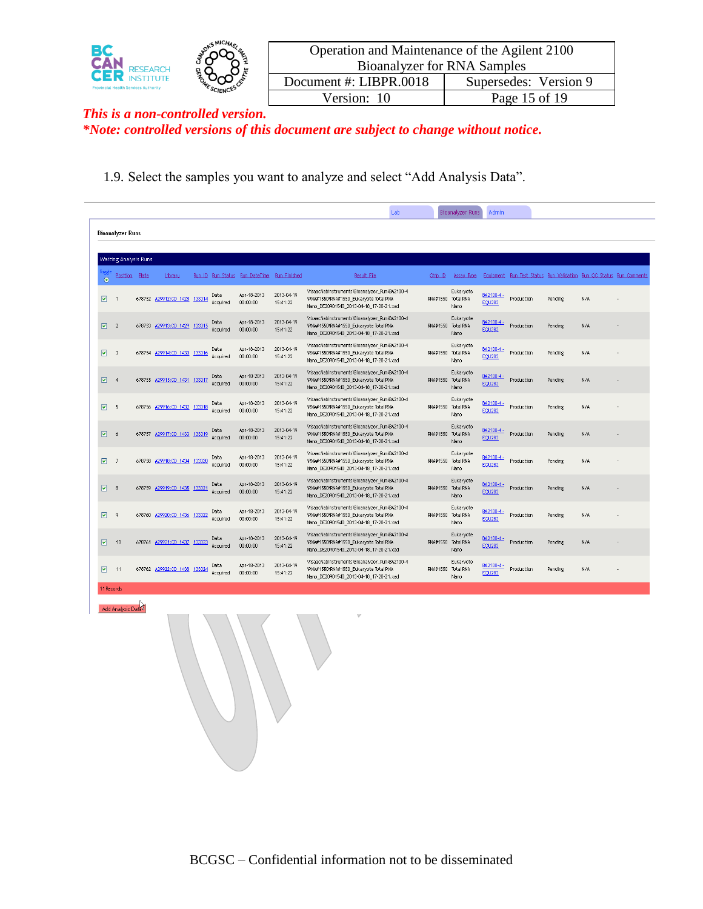*This is a non-controlled version.*

***Note: controlled versions of this document are subject to change without notice.***

1.9. Select the samples you want to analyze and select “Add Analysis Data”.

Lab | Bioanalyzer Runs | Admin

**Bioanalyzer Runs**

Waiting Analysis Runs

| Toggle | Position | Plate | Library | Run ID | Run Status | Run DateTime | Run Finished | Result File | Chip ID | Assay Type | Equipment | Run Test Status | Run Validation | Run QC Status | Run Comments |
|---|---|---|---|---|---|---|---|---|---|---|---|---|---|---|---|
| ☑ | 1 | 678752 | A29912:CD_1428 | 133314 | Data Acquired | Apr-18-2013 00:00:00 | 2013-04-19 15:41:22 | \\isaac\labinstruments\Bioanalyzer_Run\BA2100-4\RNA#1550\RNA#1550_Eukaryote Total RNA Nano_DE20901540_2013-04-18_17-20-21.xad | RNA#1550 | Eukaryote Total RNA Nano | BA2100-4 - EQU283 | Production | Pending | N/A | - |
| ☑ | 2 | 678753 | A29913:CD_1429 | 133315 | Data Acquired | Apr-18-2013 00:00:00 | 2013-04-19 15:41:22 | \\isaac\labinstruments\Bioanalyzer_Run\BA2100-4\RNA#1550\RNA#1550_Eukaryote Total RNA Nano_DE20901540_2013-04-18_17-20-21.xad | RNA#1550 | Eukaryote Total RNA Nano | BA2100-4 - EQU283 | Production | Pending | N/A | - |
| ☑ | 3 | 678754 | A29914:CD_1430 | 133316 | Data Acquired | Apr-18-2013 00:00:00 | 2013-04-19 15:41:22 | \\isaac\labinstruments\Bioanalyzer_Run\BA2100-4\RNA#1550\RNA#1550_Eukaryote Total RNA Nano_DE20901540_2013-04-18_17-20-21.xad | RNA#1550 | Eukaryote Total RNA Nano | BA2100-4 - EQU283 | Production | Pending | N/A | - |
| ☑ | 4 | 678755 | A29915:CD_1431 | 133317 | Data Acquired | Apr-18-2013 00:00:00 | 2013-04-19 15:41:22 | \\isaac\labinstruments\Bioanalyzer_Run\BA2100-4\RNA#1550\RNA#1550_Eukaryote Total RNA Nano_DE20901540_2013-04-18_17-20-21.xad | RNA#1550 | Eukaryote Total RNA Nano | BA2100-4 - EQU283 | Production | Pending | N/A | - |
| ☑ | 5 | 678756 | A29916:CD_1432 | 133318 | Data Acquired | Apr-18-2013 00:00:00 | 2013-04-19 15:41:22 | \\isaac\labinstruments\Bioanalyzer_Run\BA2100-4\RNA#1550\RNA#1550_Eukaryote Total RNA Nano_DE20901540_2013-04-18_17-20-21.xad | RNA#1550 | Eukaryote Total RNA Nano | BA2100-4 - EQU283 | Production | Pending | N/A | - |
| ☑ | 6 | 678757 | A29917:CD_1433 | 133319 | Data Acquired | Apr-18-2013 00:00:00 | 2013-04-19 15:41:22 | \\isaac\labinstruments\Bioanalyzer_Run\BA2100-4\RNA#1550\RNA#1550_Eukaryote Total RNA Nano_DE20901540_2013-04-18_17-20-21.xad | RNA#1550 | Eukaryote Total RNA Nano | BA2100-4 - EQU283 | Production | Pending | N/A | - |
| ☑ | 7 | 678758 | A29918:CD_1434 | 133320 | Data Acquired | Apr-18-2013 00:00:00 | 2013-04-19 15:41:22 | \\isaac\labinstruments\Bioanalyzer_Run\BA2100-4\RNA#1550\RNA#1550_Eukaryote Total RNA Nano_DE20901540_2013-04-18_17-20-21.xad | RNA#1550 | Eukaryote Total RNA Nano | BA2100-4 - EQU283 | Production | Pending | N/A | - |
| ☑ | 8 | 678759 | A29919:CD_1435 | 133321 | Data Acquired | Apr-18-2013 00:00:00 | 2013-04-19 15:41:22 | \\isaac\labinstruments\Bioanalyzer_Run\BA2100-4\RNA#1550\RNA#1550_Eukaryote Total RNA Nano_DE20901540_2013-04-18_17-20-21.xad | RNA#1550 | Eukaryote Total RNA Nano | BA2100-4 - EQU283 | Production | Pending | N/A | - |
| ☑ | 9 | 678760 | A29920:CD_1436 | 133322 | Data Acquired | Apr-18-2013 00:00:00 | 2013-04-19 15:41:22 | \\isaac\labinstruments\Bioanalyzer_Run\BA2100-4\RNA#1550\RNA#1550_Eukaryote Total RNA Nano_DE20901540_2013-04-18_17-20-21.xad | RNA#1550 | Eukaryote Total RNA Nano | BA2100-4 - EQU283 | Production | Pending | N/A | - |
| ☑ | 10 | 678761 | A29921:CD_1437 | 133323 | Data Acquired | Apr-18-2013 00:00:00 | 2013-04-19 15:41:22 | \\isaac\labinstruments\Bioanalyzer_Run\BA2100-4\RNA#1550\RNA#1550_Eukaryote Total RNA Nano_DE20901540_2013-04-18_17-20-21.xad | RNA#1550 | Eukaryote Total RNA Nano | BA2100-4 - EQU283 | Production | Pending | N/A | - |
| ☑ | 11 | 678762 | A29922:CD_1438 | 133324 | Data Acquired | Apr-18-2013 00:00:00 | 2013-04-19 15:41:22 | \\isaac\labinstruments\Bioanalyzer_Run\BA2100-4\RNA#1550\RNA#1550_Eukaryote Total RNA Nano_DE20901540_2013-04-18_17-20-21.xad | RNA#1550 | Eukaryote Total RNA Nano | BA2100-4 - EQU283 | Production | Pending | N/A | - |

11 Records

Add Analysis Data

BCGSC – Confidential information not to be disseminated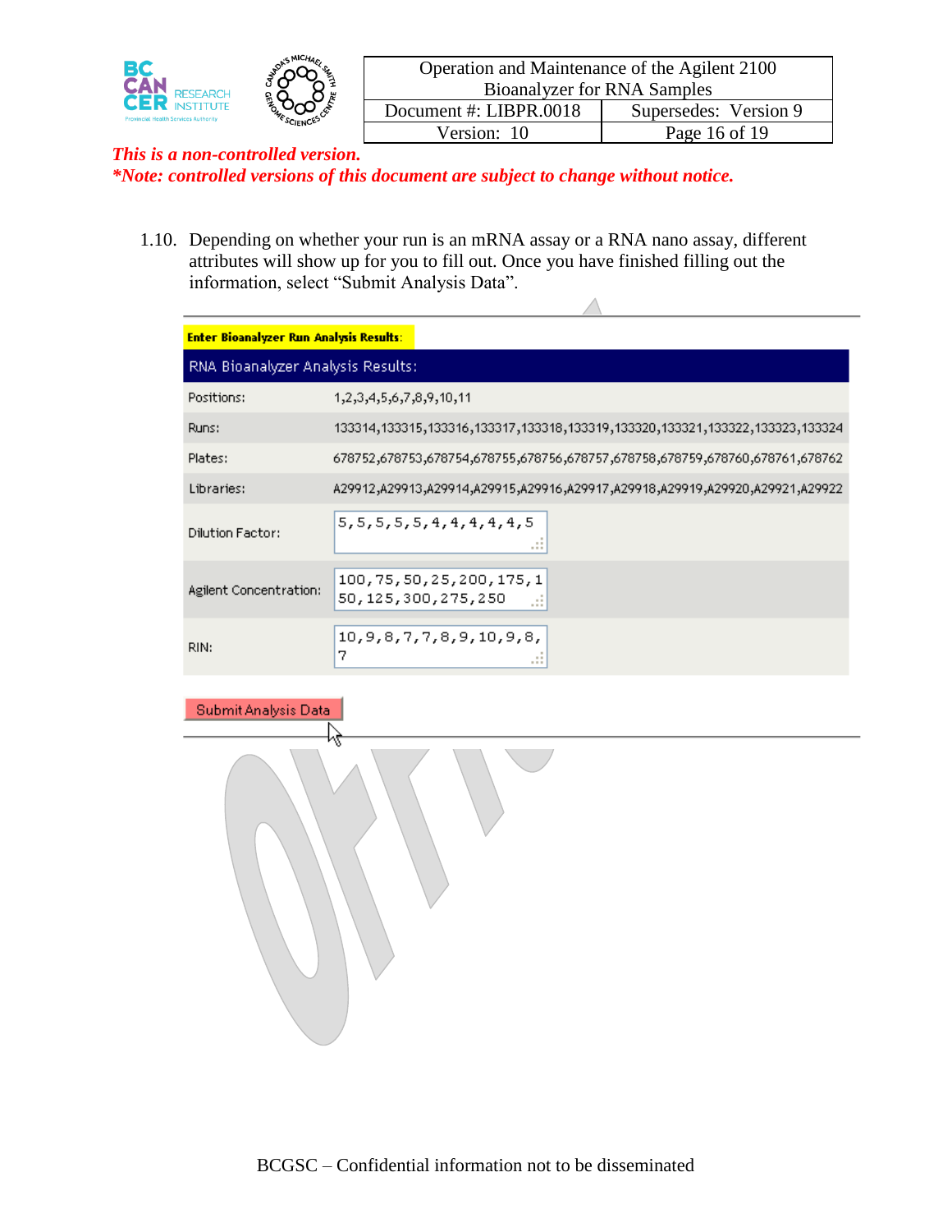*This is a non-controlled version.*

***Note: controlled versions of this document are subject to change without notice.***

1.10. Depending on whether your run is an mRNA assay or a RNA nano assay, different attributes will show up for you to fill out. Once you have finished filling out the information, select "Submit Analysis Data".

**Enter Bioanalyzer Run Analysis Results:**

| RNA Bioanalyzer Analysis Results: | |
|---|---|
| Positions: | 1,2,3,4,5,6,7,8,9,10,11 |
| Runs: | 133314,133315,133316,133317,133318,133319,133320,133321,133322,133323,133324 |
| Plates: | 678752,678753,678754,678755,678756,678757,678758,678759,678760,678761,678762 |
| Libraries: | A29912,A29913,A29914,A29915,A29916,A29917,A29918,A29919,A29920,A29921,A29922 |
| Dilution Factor: | 5,5,5,5,5,4,4,4,4,4,5 |
| Agilent Concentration: | 100,75,50,25,200,175,150,125,300,275,250 |
| RIN: | 10,9,8,7,7,8,9,10,9,8,7 |

Submit Analysis Data

BCGSC – Confidential information not to be disseminated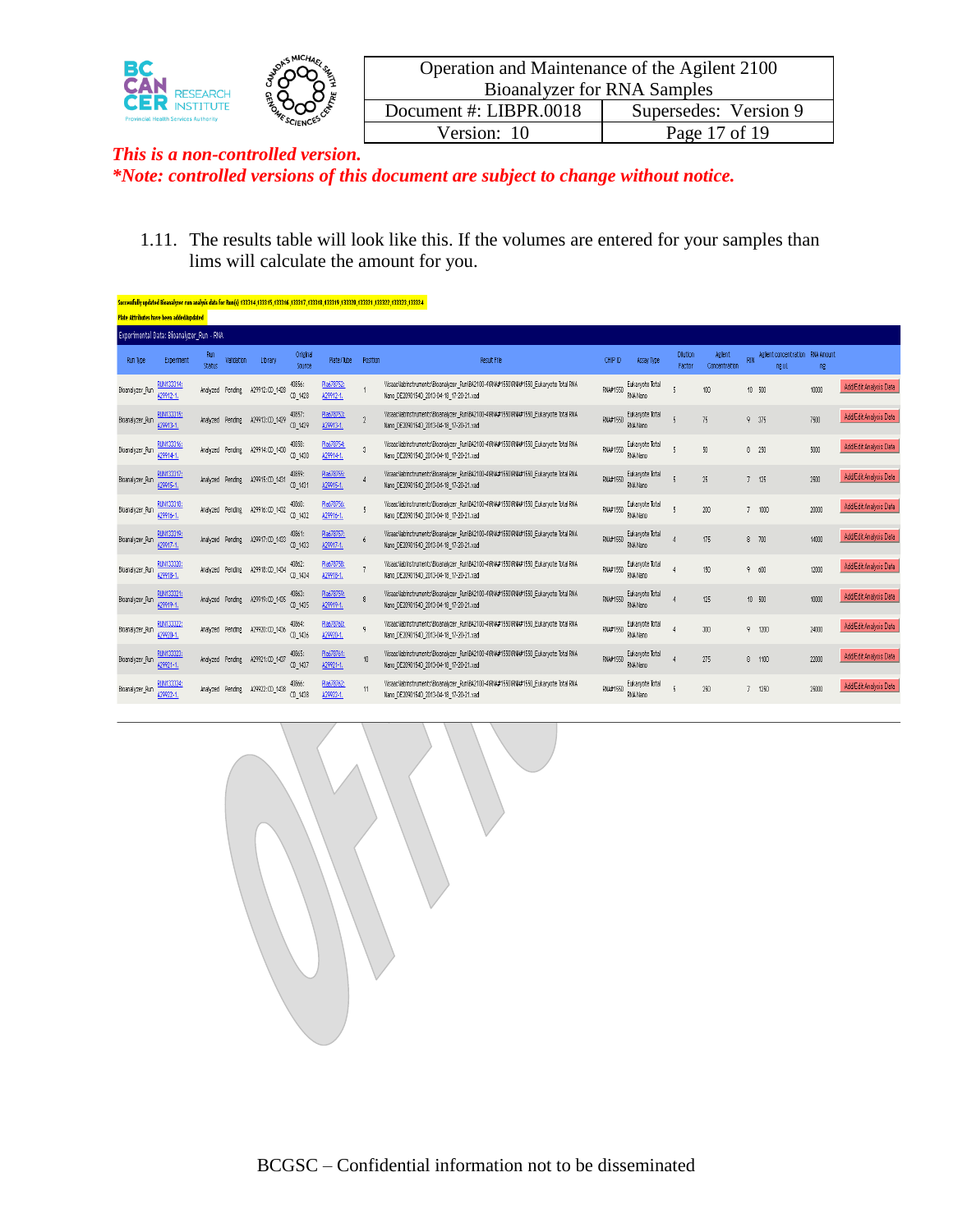*This is a non-controlled version.*
***Note: controlled versions of this document are subject to change without notice.**

1.11. The results table will look like this. If the volumes are entered for your samples than lims will calculate the amount for you.

Successfully updated Bioanalyzer run analysis data for Run(s) 133314,133315,133316,133317,133318,133319,133320,133321,133322,133323,133324

Plate Attributes have been added/updated

Experimental Data: Bioanalyzer_Run - RNA

| Run Type | Experiment | Run Status | Validation | Library | Original Source | Plate/Tube | Position | Result File | CHIP ID | Assay Type | Dilution Factor | Agilent Concentration | RIN | Agilent concentration ng/ul | RNA Amount ng | |
|---|---|---|---|---|---|---|---|---|---|---|---|---|---|---|---|---|
| Bioanalyzer_Run | RUN133314: A29912-1: | Analyzed | Pending | A29912:CD_1428 | 40856: CD_1428 | Pla678752: A29912-1: | 1 | \\isaac\labinstruments\Bioanalyzer_Run\BA2100-4\RNA#1550\RNA#1550_Eukaryote Total RNA Nano_DE20901540_2013-04-18_17-20-21.xad | RNA#1550 | Eukaryote Total RNA Nano | 5 | 100 | 10 | 500 | 10000 | Add/Edit Analysis Data |
| Bioanalyzer_Run | RUN133315: A29913-1: | Analyzed | Pending | A29913:CD_1429 | 40857: CD_1429 | Pla678753: A29913-1: | 2 | \\isaac\labinstruments\Bioanalyzer_Run\BA2100-4\RNA#1550\RNA#1550_Eukaryote Total RNA Nano_DE20901540_2013-04-18_17-20-21.xad | RNA#1550 | Eukaryote Total RNA Nano | 5 | 75 | 9 | 375 | 7500 | Add/Edit Analysis Data |
| Bioanalyzer_Run | RUN133316: A29914-1: | Analyzed | Pending | A29914:CD_1430 | 40858: CD_1430 | Pla678754: A29914-1: | 3 | \\isaac\labinstruments\Bioanalyzer_Run\BA2100-4\RNA#1550\RNA#1550_Eukaryote Total RNA Nano_DE20901540_2013-04-18_17-20-21.xad | RNA#1550 | Eukaryote Total RNA Nano | 5 | 50 | 8 | 250 | 5000 | Add/Edit Analysis Data |
| Bioanalyzer_Run | RUN133317: A29915-1: | Analyzed | Pending | A29915:CD_1431 | 40859: CD_1431 | Pla678755: A29915-1: | 4 | \\isaac\labinstruments\Bioanalyzer_Run\BA2100-4\RNA#1550\RNA#1550_Eukaryote Total RNA Nano_DE20901540_2013-04-18_17-20-21.xad | RNA#1550 | Eukaryote Total RNA Nano | 5 | 25 | 7 | 125 | 2500 | Add/Edit Analysis Data |
| Bioanalyzer_Run | RUN133318: A29916-1: | Analyzed | Pending | A29916:CD_1432 | 40860: CD_1432 | Pla678756: A29916-1: | 5 | \\isaac\labinstruments\Bioanalyzer_Run\BA2100-4\RNA#1550\RNA#1550_Eukaryote Total RNA Nano_DE20901540_2013-04-18_17-20-21.xad | RNA#1550 | Eukaryote Total RNA Nano | 5 | 200 | 7 | 1000 | 20000 | Add/Edit Analysis Data |
| Bioanalyzer_Run | RUN133319: A29917-1: | Analyzed | Pending | A29917:CD_1433 | 40861: CD_1433 | Pla678757: A29917-1: | 6 | \\isaac\labinstruments\Bioanalyzer_Run\BA2100-4\RNA#1550\RNA#1550_Eukaryote Total RNA Nano_DE20901540_2013-04-18_17-20-21.xad | RNA#1550 | Eukaryote Total RNA Nano | 4 | 175 | 8 | 700 | 14000 | Add/Edit Analysis Data |
| Bioanalyzer_Run | RUN133320: A29918-1: | Analyzed | Pending | A29918:CD_1434 | 40862: CD_1434 | Pla678758: A29918-1: | 7 | \\isaac\labinstruments\Bioanalyzer_Run\BA2100-4\RNA#1550\RNA#1550_Eukaryote Total RNA Nano_DE20901540_2013-04-18_17-20-21.xad | RNA#1550 | Eukaryote Total RNA Nano | 4 | 150 | 9 | 600 | 12000 | Add/Edit Analysis Data |
| Bioanalyzer_Run | RUN133321: A29919-1: | Analyzed | Pending | A29919:CD_1435 | 40863: CD_1435 | Pla678759: A29919-1: | 8 | \\isaac\labinstruments\Bioanalyzer_Run\BA2100-4\RNA#1550\RNA#1550_Eukaryote Total RNA Nano_DE20901540_2013-04-18_17-20-21.xad | RNA#1550 | Eukaryote Total RNA Nano | 4 | 125 | 10 | 500 | 10000 | Add/Edit Analysis Data |
| Bioanalyzer_Run | RUN133322: A29920-1: | Analyzed | Pending | A29920:CD_1436 | 40864: CD_1436 | Pla678760: A29920-1: | 9 | \\isaac\labinstruments\Bioanalyzer_Run\BA2100-4\RNA#1550\RNA#1550_Eukaryote Total RNA Nano_DE20901540_2013-04-18_17-20-21.xad | RNA#1550 | Eukaryote Total RNA Nano | 4 | 300 | 9 | 1200 | 24000 | Add/Edit Analysis Data |
| Bioanalyzer_Run | RUN133323: A29921-1: | Analyzed | Pending | A29921:CD_1437 | 40865: CD_1437 | Pla678761: A29921-1: | 10 | \\isaac\labinstruments\Bioanalyzer_Run\BA2100-4\RNA#1550\RNA#1550_Eukaryote Total RNA Nano_DE20901540_2013-04-18_17-20-21.xad | RNA#1550 | Eukaryote Total RNA Nano | 4 | 275 | 8 | 1100 | 22000 | Add/Edit Analysis Data |
| Bioanalyzer_Run | RUN133324: A29922-1: | Analyzed | Pending | A29922:CD_1438 | 40866: CD_1438 | Pla678762: A29922-1: | 11 | \\isaac\labinstruments\Bioanalyzer_Run\BA2100-4\RNA#1550\RNA#1550_Eukaryote Total RNA Nano_DE20901540_2013-04-18_17-20-21.xad | RNA#1550 | Eukaryote Total RNA Nano | 5 | 250 | 7 | 1250 | 25000 | Add/Edit Analysis Data |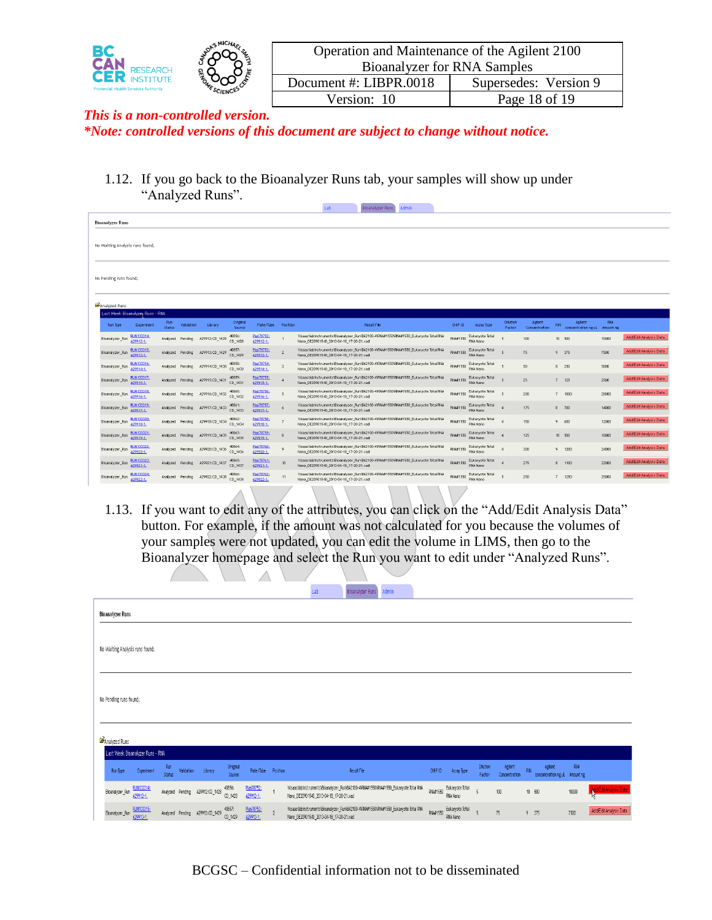*This is a non-controlled version.*
*\*Note: controlled versions of this document are subject to change without notice.*

1.12. If you go back to the Bioanalyzer Runs tab, your samples will show up under "Analyzed Runs".

1.13. If you want to edit any of the attributes, you can click on the "Add/Edit Analysis Data" button. For example, if the amount was not calculated for you because the volumes of your samples were not updated, you can edit the volume in LIMS, then go to the Bioanalyzer homepage and select the Run you want to edit under "Analyzed Runs".

BCGSC – Confidential information not to be disseminated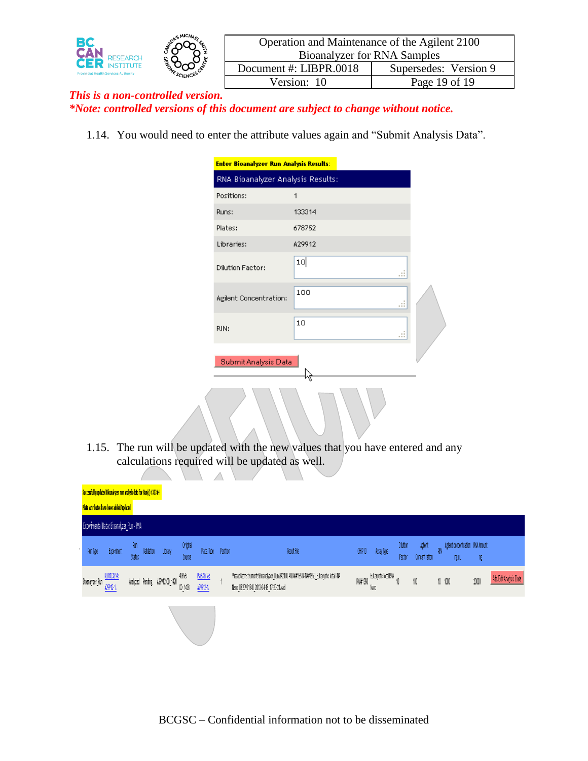*This is a non-controlled version.*

***Note: controlled versions of this document are subject to change without notice.***

1.14. You would need to enter the attribute values again and "Submit Analysis Data".

**Enter Bioanalyzer Run Analysis Results:**

| RNA Bioanalyzer Analysis Results: | |
|---|---|
| Positions: | 1 |
| Runs: | 133314 |
| Plates: | 678752 |
| Libraries: | A29912 |
| Dilution Factor: | 10 |
| Agilent Concentration: | 100 |
| RIN: | 10 |

Submit Analysis Data

1.15. The run will be updated with the new values that you have entered and any calculations required will be updated as well.

Successfully updated Bioanalyzer run analysis data for Run(s) 133314

Plate Attributes have been added/updated

Experimental Data: Bioanalyzer_Run - RNA

| Run Type | Experiment | Run Status | Validation | Library | Original Source | Plate/Tube | Position | Result File | CHIP ID | Assay Type | Dilution Factor | Agilent Concentration | RIN | Agilent concentration ng/uL | RNA Amount ng | |
|---|---|---|---|---|---|---|---|---|---|---|---|---|---|---|---|---|
| Bioanalyzer_Run | RUN133314 A29912-1 | Analyzed | Pending | A29912(CD_1428) | 40666: CD_1428 | Pla678752 A29912-1 | 1 | \\bioanalyzer\instruments\Bioanalyzer_Run\B42100-4\RNA#1550\RNA#1550_Eukaryote Total RNA Nano_DE20901540_2012-04-18_17-30-21.xad | RNA#1550 | Eukaryote Total RNA Nano | 10 | 100 | 10 | 1000 | 20000 | Add/Edit Analysis Data |